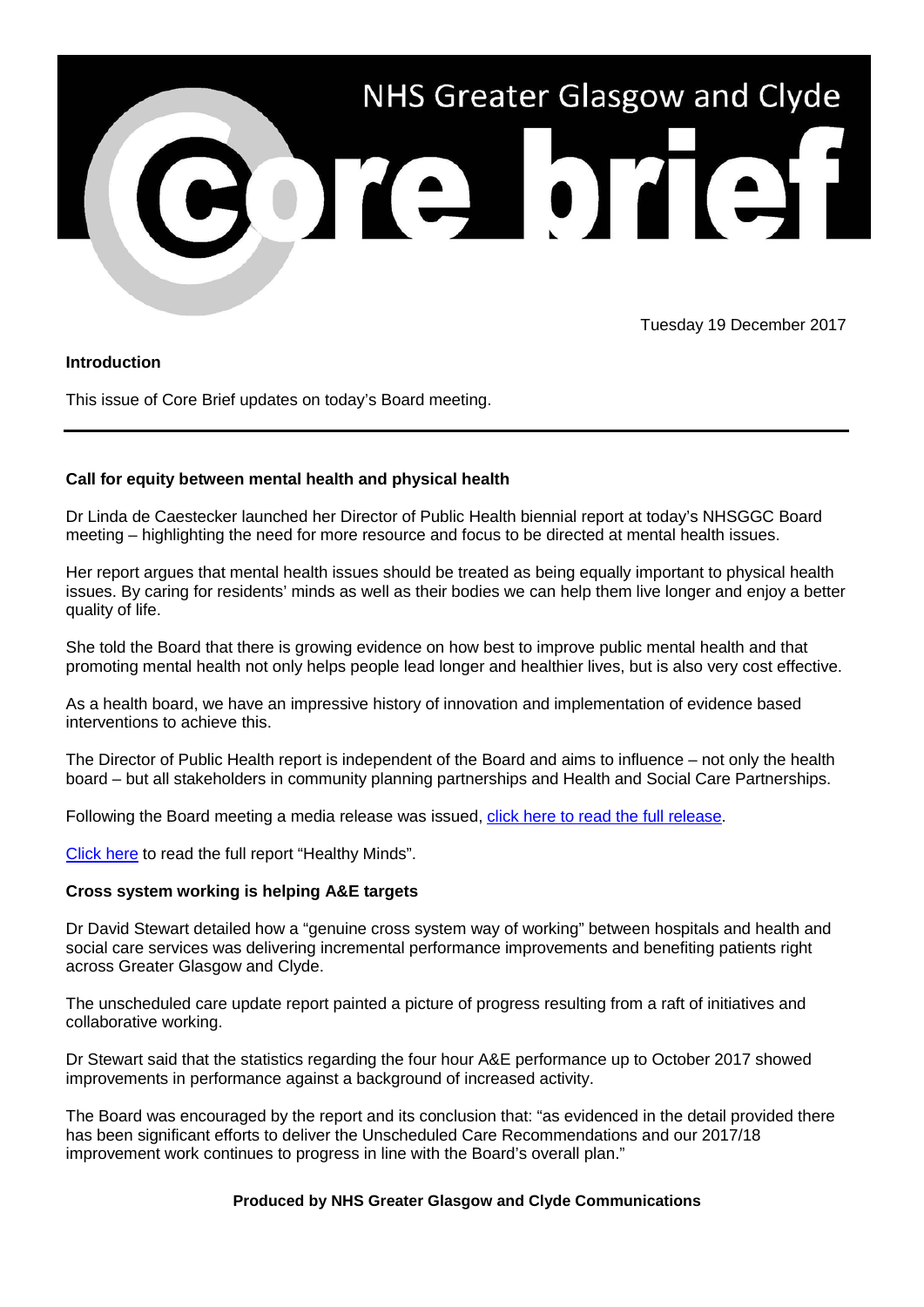# NHS Greater Glasgow and Clyde Core brief

Tuesday 19 December 2017

**Introduction**

This issue of Core Brief updates on today's Board meeting.

---

**Call for equity between mental health and physical health**

Dr Linda de Caestecker launched her Director of Public Health biennial report at today's NHSGGC Board meeting – highlighting the need for more resource and focus to be directed at mental health issues.

Her report argues that mental health issues should be treated as being equally important to physical health issues. By caring for residents' minds as well as their bodies we can help them live longer and enjoy a better quality of life.

She told the Board that there is growing evidence on how best to improve public mental health and that promoting mental health not only helps people lead longer and healthier lives, but is also very cost effective.

As a health board, we have an impressive history of innovation and implementation of evidence based interventions to achieve this.

The Director of Public Health report is independent of the Board and aims to influence – not only the health board – but all stakeholders in community planning partnerships and Health and Social Care Partnerships.

Following the Board meeting a media release was issued, click here to read the full release.

Click here to read the full report "Healthy Minds".

**Cross system working is helping A&E targets**

Dr David Stewart detailed how a "genuine cross system way of working" between hospitals and health and social care services was delivering incremental performance improvements and benefiting patients right across Greater Glasgow and Clyde.

The unscheduled care update report painted a picture of progress resulting from a raft of initiatives and collaborative working.

Dr Stewart said that the statistics regarding the four hour A&E performance up to October 2017 showed improvements in performance against a background of increased activity.

The Board was encouraged by the report and its conclusion that: "as evidenced in the detail provided there has been significant efforts to deliver the Unscheduled Care Recommendations and our 2017/18 improvement work continues to progress in line with the Board's overall plan."

**Produced by NHS Greater Glasgow and Clyde Communications**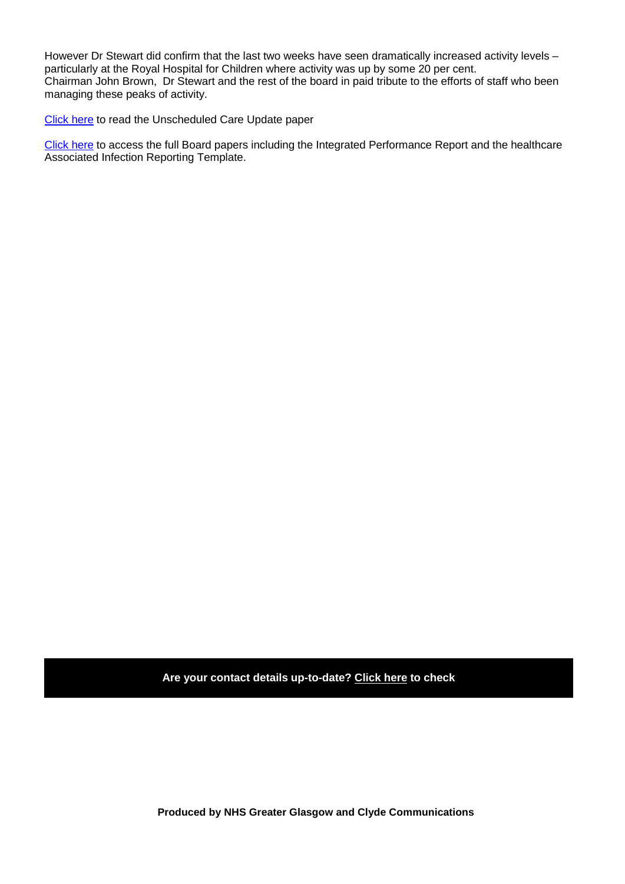However Dr Stewart did confirm that the last two weeks have seen dramatically increased activity levels – particularly at the Royal Hospital for Children where activity was up by some 20 per cent.
Chairman John Brown, Dr Stewart and the rest of the board in paid tribute to the efforts of staff who been managing these peaks of activity.

Click here to read the Unscheduled Care Update paper

Click here to access the full Board papers including the Integrated Performance Report and the healthcare Associated Infection Reporting Template.

**Are your contact details up-to-date? Click here to check**

**Produced by NHS Greater Glasgow and Clyde Communications**